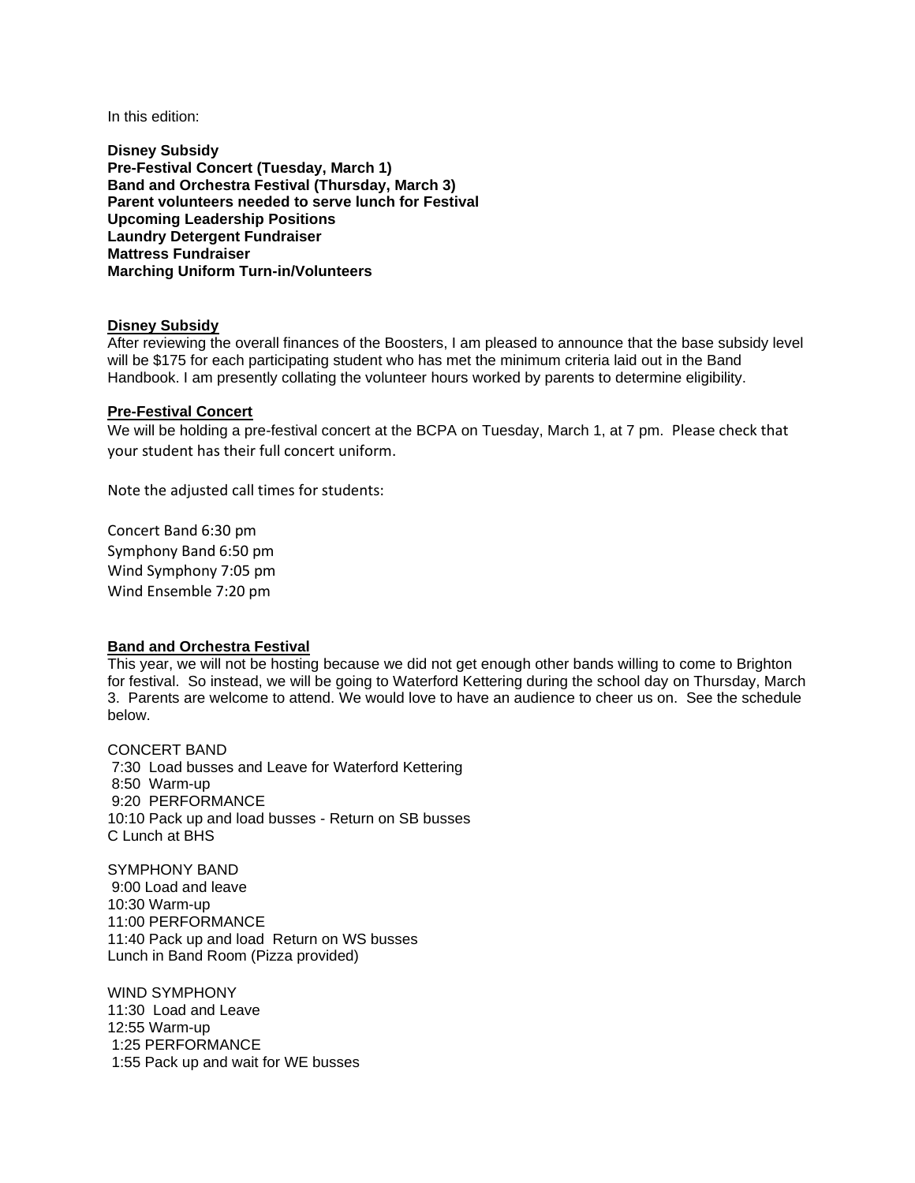In this edition:

**Disney Subsidy**
**Pre-Festival Concert (Tuesday, March 1)**
**Band and Orchestra Festival (Thursday, March 3)**
**Parent volunteers needed to serve lunch for Festival**
**Upcoming Leadership Positions**
**Laundry Detergent Fundraiser**
**Mattress Fundraiser**
**Marching Uniform Turn-in/Volunteers**

## Disney Subsidy

After reviewing the overall finances of the Boosters, I am pleased to announce that the base subsidy level will be $175 for each participating student who has met the minimum criteria laid out in the Band Handbook. I am presently collating the volunteer hours worked by parents to determine eligibility.

## Pre-Festival Concert

We will be holding a pre-festival concert at the BCPA on Tuesday, March 1, at 7 pm. Please check that your student has their full concert uniform.

Note the adjusted call times for students:

Concert Band 6:30 pm
Symphony Band 6:50 pm
Wind Symphony 7:05 pm
Wind Ensemble 7:20 pm

## Band and Orchestra Festival

This year, we will not be hosting because we did not get enough other bands willing to come to Brighton for festival. So instead, we will be going to Waterford Kettering during the school day on Thursday, March 3. Parents are welcome to attend. We would love to have an audience to cheer us on. See the schedule below.

CONCERT BAND
7:30 Load busses and Leave for Waterford Kettering
8:50 Warm-up
9:20 PERFORMANCE
10:10 Pack up and load busses - Return on SB busses
C Lunch at BHS

SYMPHONY BAND
9:00 Load and leave
10:30 Warm-up
11:00 PERFORMANCE
11:40 Pack up and load Return on WS busses
Lunch in Band Room (Pizza provided)

WIND SYMPHONY
11:30 Load and Leave
12:55 Warm-up
1:25 PERFORMANCE
1:55 Pack up and wait for WE busses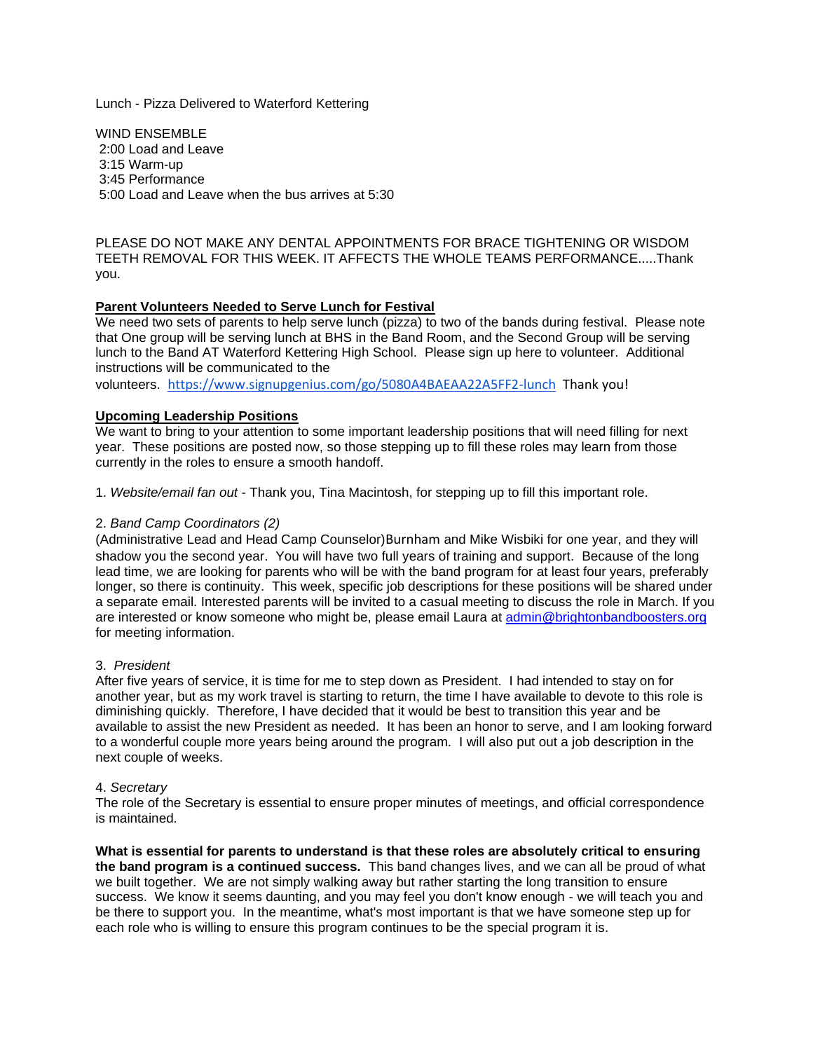Lunch - Pizza Delivered to Waterford Kettering

WIND ENSEMBLE
2:00 Load and Leave
3:15 Warm-up
3:45 Performance
5:00 Load and Leave when the bus arrives at 5:30

PLEASE DO NOT MAKE ANY DENTAL APPOINTMENTS FOR BRACE TIGHTENING OR WISDOM TEETH REMOVAL FOR THIS WEEK. IT AFFECTS THE WHOLE TEAMS PERFORMANCE.....Thank you.

**Parent Volunteers Needed to Serve Lunch for Festival**

We need two sets of parents to help serve lunch (pizza) to two of the bands during festival. Please note that One group will be serving lunch at BHS in the Band Room, and the Second Group will be serving lunch to the Band AT Waterford Kettering High School. Please sign up here to volunteer. Additional instructions will be communicated to the volunteers. https://www.signupgenius.com/go/5080A4BAEAA22A5FF2-lunch Thank you!

**Upcoming Leadership Positions**

We want to bring to your attention to some important leadership positions that will need filling for next year. These positions are posted now, so those stepping up to fill these roles may learn from those currently in the roles to ensure a smooth handoff.

1. *Website/email fan out* - Thank you, Tina Macintosh, for stepping up to fill this important role.

2. *Band Camp Coordinators (2)*

(Administrative Lead and Head Camp Counselor)Burnham and Mike Wisbiki for one year, and they will shadow you the second year. You will have two full years of training and support. Because of the long lead time, we are looking for parents who will be with the band program for at least four years, preferably longer, so there is continuity. This week, specific job descriptions for these positions will be shared under a separate email. Interested parents will be invited to a casual meeting to discuss the role in March. If you are interested or know someone who might be, please email Laura at admin@brightonbandboosters.org for meeting information.

3. *President*

After five years of service, it is time for me to step down as President. I had intended to stay on for another year, but as my work travel is starting to return, the time I have available to devote to this role is diminishing quickly. Therefore, I have decided that it would be best to transition this year and be available to assist the new President as needed. It has been an honor to serve, and I am looking forward to a wonderful couple more years being around the program. I will also put out a job description in the next couple of weeks.

4. *Secretary*

The role of the Secretary is essential to ensure proper minutes of meetings, and official correspondence is maintained.

**What is essential for parents to understand is that these roles are absolutely critical to ensuring the band program is a continued success.** This band changes lives, and we can all be proud of what we built together. We are not simply walking away but rather starting the long transition to ensure success. We know it seems daunting, and you may feel you don't know enough - we will teach you and be there to support you. In the meantime, what's most important is that we have someone step up for each role who is willing to ensure this program continues to be the special program it is.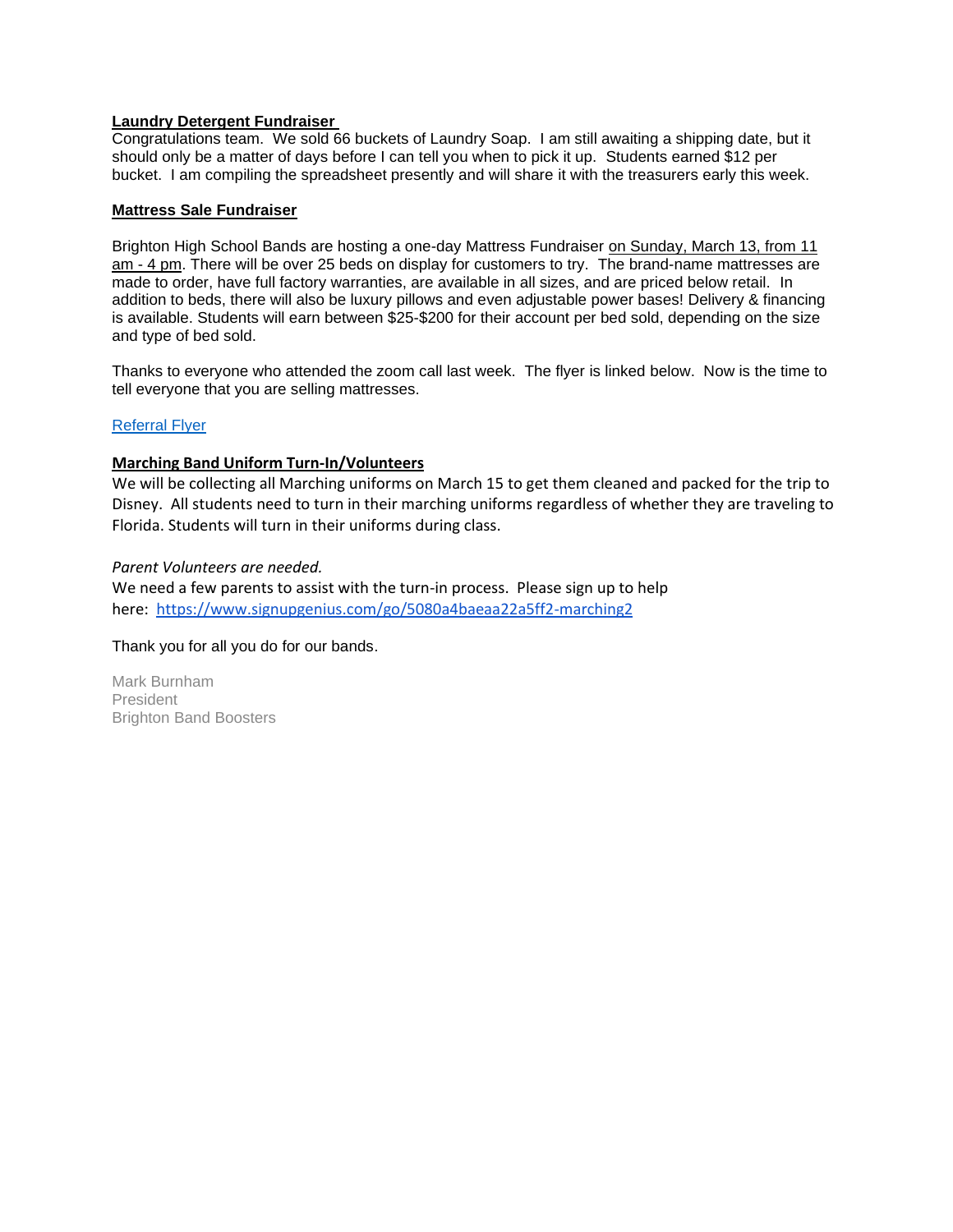**Laundry Detergent Fundraiser**

Congratulations team. We sold 66 buckets of Laundry Soap. I am still awaiting a shipping date, but it should only be a matter of days before I can tell you when to pick it up. Students earned $12 per bucket. I am compiling the spreadsheet presently and will share it with the treasurers early this week.

**Mattress Sale Fundraiser**

Brighton High School Bands are hosting a one-day Mattress Fundraiser on Sunday, March 13, from 11 am - 4 pm. There will be over 25 beds on display for customers to try. The brand-name mattresses are made to order, have full factory warranties, are available in all sizes, and are priced below retail. In addition to beds, there will also be luxury pillows and even adjustable power bases! Delivery & financing is available. Students will earn between $25-$200 for their account per bed sold, depending on the size and type of bed sold.

Thanks to everyone who attended the zoom call last week. The flyer is linked below. Now is the time to tell everyone that you are selling mattresses.

[Referral Flyer]

**Marching Band Uniform Turn-In/Volunteers**

We will be collecting all Marching uniforms on March 15 to get them cleaned and packed for the trip to Disney. All students need to turn in their marching uniforms regardless of whether they are traveling to Florida. Students will turn in their uniforms during class.

*Parent Volunteers are needed.*

We need a few parents to assist with the turn-in process. Please sign up to help here: https://www.signupgenius.com/go/5080a4baeaa22a5ff2-marching2

Thank you for all you do for our bands.

Mark Burnham
President
Brighton Band Boosters